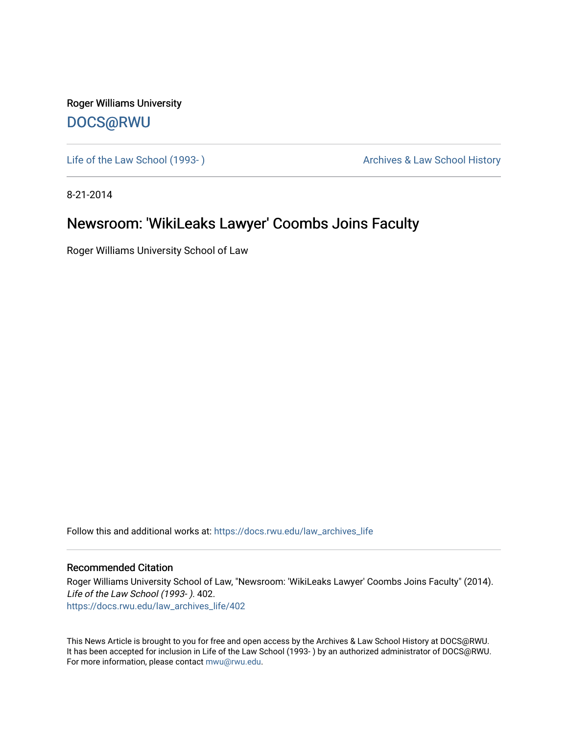Roger Williams University

DOCS@RWU

Life of the Law School (1993- )

Archives & Law School History

8-21-2014

# Newsroom: 'WikiLeaks Lawyer' Coombs Joins Faculty

Roger Williams University School of Law

Follow this and additional works at: https://docs.rwu.edu/law_archives_life

## Recommended Citation

Roger Williams University School of Law, "Newsroom: 'WikiLeaks Lawyer' Coombs Joins Faculty" (2014). *Life of the Law School (1993- )*. 402.
https://docs.rwu.edu/law_archives_life/402

This News Article is brought to you for free and open access by the Archives & Law School History at DOCS@RWU. It has been accepted for inclusion in Life of the Law School (1993- ) by an authorized administrator of DOCS@RWU. For more information, please contact mwu@rwu.edu.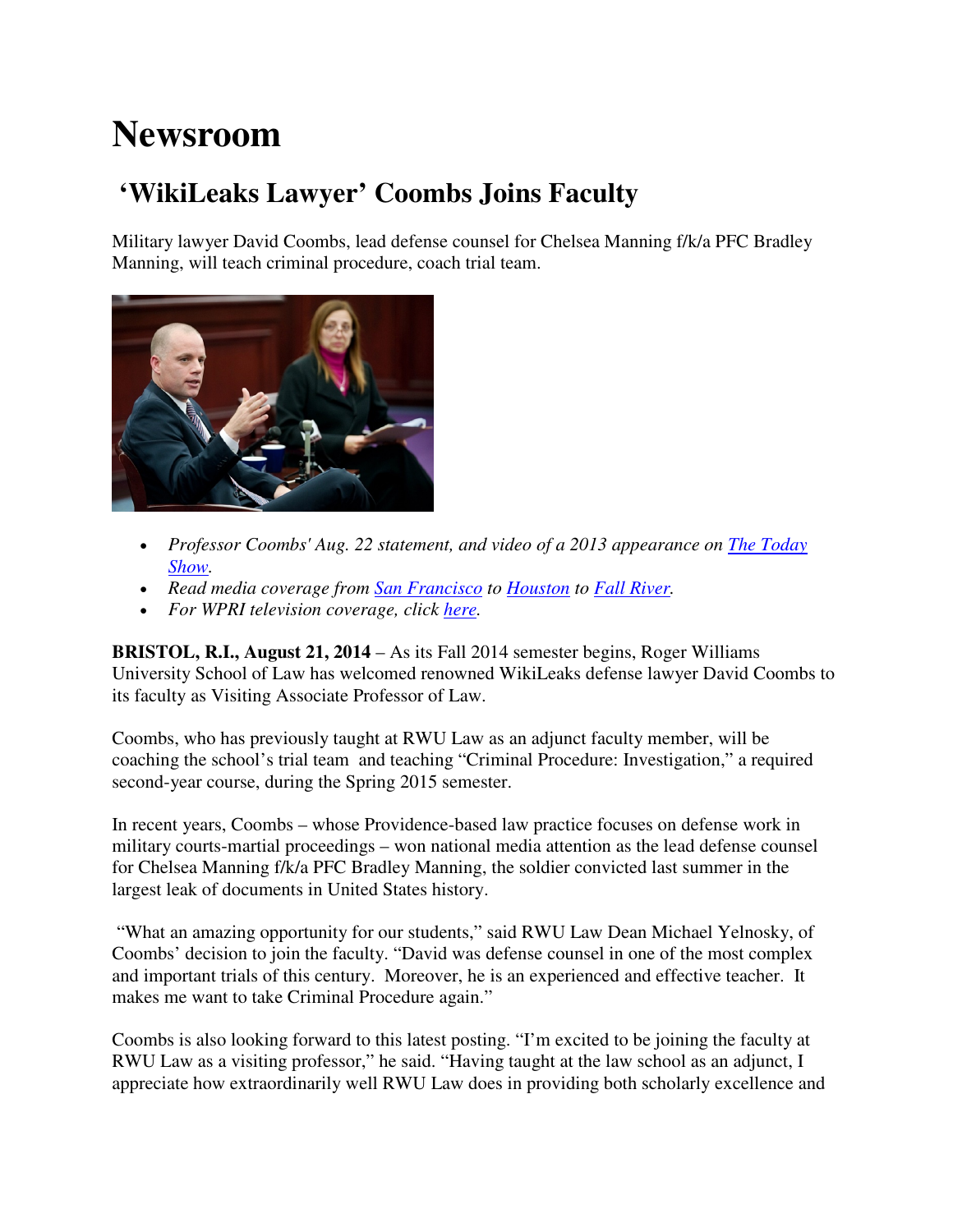# Newsroom

## 'WikiLeaks Lawyer' Coombs Joins Faculty

Military lawyer David Coombs, lead defense counsel for Chelsea Manning f/k/a PFC Bradley Manning, will teach criminal procedure, coach trial team.

- *Professor Coombs' Aug. 22 statement, and video of a 2013 appearance on The Today Show.*
- *Read media coverage from San Francisco to Houston to Fall River.*
- *For WPRI television coverage, click here.*

**BRISTOL, R.I., August 21, 2014** – As its Fall 2014 semester begins, Roger Williams University School of Law has welcomed renowned WikiLeaks defense lawyer David Coombs to its faculty as Visiting Associate Professor of Law.

Coombs, who has previously taught at RWU Law as an adjunct faculty member, will be coaching the school's trial team and teaching "Criminal Procedure: Investigation," a required second-year course, during the Spring 2015 semester.

In recent years, Coombs – whose Providence-based law practice focuses on defense work in military courts-martial proceedings – won national media attention as the lead defense counsel for Chelsea Manning f/k/a PFC Bradley Manning, the soldier convicted last summer in the largest leak of documents in United States history.

"What an amazing opportunity for our students," said RWU Law Dean Michael Yelnosky, of Coombs' decision to join the faculty. "David was defense counsel in one of the most complex and important trials of this century. Moreover, he is an experienced and effective teacher. It makes me want to take Criminal Procedure again."

Coombs is also looking forward to this latest posting. "I'm excited to be joining the faculty at RWU Law as a visiting professor," he said. "Having taught at the law school as an adjunct, I appreciate how extraordinarily well RWU Law does in providing both scholarly excellence and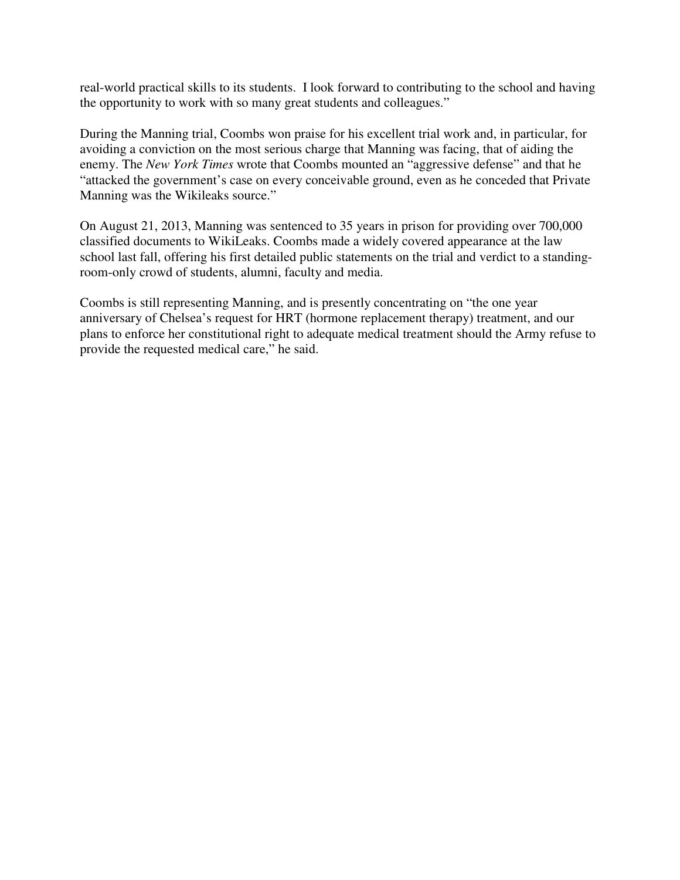real-world practical skills to its students. I look forward to contributing to the school and having the opportunity to work with so many great students and colleagues."

During the Manning trial, Coombs won praise for his excellent trial work and, in particular, for avoiding a conviction on the most serious charge that Manning was facing, that of aiding the enemy. The *New York Times* wrote that Coombs mounted an "aggressive defense" and that he "attacked the government's case on every conceivable ground, even as he conceded that Private Manning was the Wikileaks source."

On August 21, 2013, Manning was sentenced to 35 years in prison for providing over 700,000 classified documents to WikiLeaks. Coombs made a widely covered appearance at the law school last fall, offering his first detailed public statements on the trial and verdict to a standing-room-only crowd of students, alumni, faculty and media.

Coombs is still representing Manning, and is presently concentrating on "the one year anniversary of Chelsea's request for HRT (hormone replacement therapy) treatment, and our plans to enforce her constitutional right to adequate medical treatment should the Army refuse to provide the requested medical care," he said.